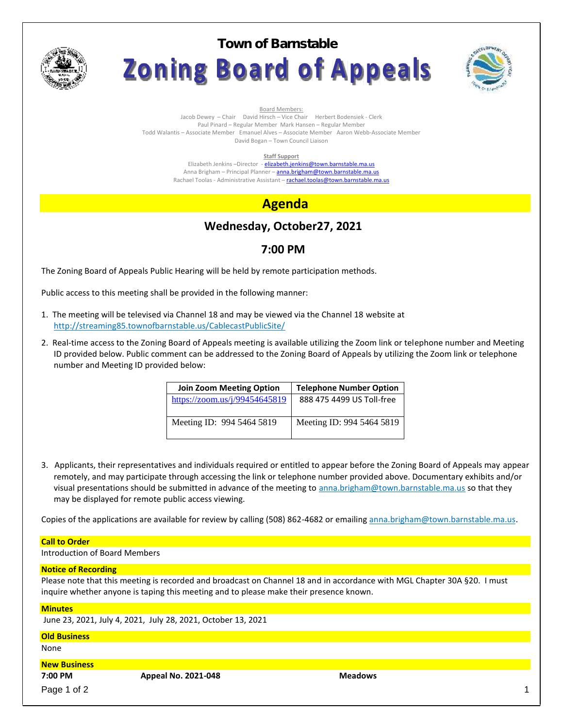# Town of Barnstable

# Zoning Board of Appeals

Board Members:

Jacob Dewey – Chair David Hirsch – Vice Chair Herbert Bodensiek - Clerk
Paul Pinard – Regular Member Mark Hansen – Regular Member
Todd Walantis – Associate Member Emanuel Alves – Associate Member Aaron Webb-Associate Member
David Bogan – Town Council Liaison

**Staff Support**

Elizabeth Jenkins –Director - elizabeth.jenkins@town.barnstable.ma.us
Anna Brigham – Principal Planner – anna.brigham@town.barnstable.ma.us
Rachael Toolas - Administrative Assistant – rachael.toolas@town.barnstable.ma.us

## Agenda

### Wednesday, October27, 2021

### 7:00 PM

The Zoning Board of Appeals Public Hearing will be held by remote participation methods.

Public access to this meeting shall be provided in the following manner:

1. The meeting will be televised via Channel 18 and may be viewed via the Channel 18 website at http://streaming85.townofbarnstable.us/CablecastPublicSite/

2. Real-time access to the Zoning Board of Appeals meeting is available utilizing the Zoom link or telephone number and Meeting ID provided below. Public comment can be addressed to the Zoning Board of Appeals by utilizing the Zoom link or telephone number and Meeting ID provided below:

| Join Zoom Meeting Option | Telephone Number Option |
|---|---|
| https://zoom.us/j/99454645819 | 888 475 4499 US Toll-free |
| Meeting ID: 994 5464 5819 | Meeting ID: 994 5464 5819 |

3. Applicants, their representatives and individuals required or entitled to appear before the Zoning Board of Appeals may appear remotely, and may participate through accessing the link or telephone number provided above. Documentary exhibits and/or visual presentations should be submitted in advance of the meeting to anna.brigham@town.barnstable.ma.us so that they may be displayed for remote public access viewing.

Copies of the applications are available for review by calling (508) 862-4682 or emailing anna.brigham@town.barnstable.ma.us.

**Call to Order**

Introduction of Board Members

**Notice of Recording**

Please note that this meeting is recorded and broadcast on Channel 18 and in accordance with MGL Chapter 30A §20. I must inquire whether anyone is taping this meeting and to please make their presence known.

**Minutes**

June 23, 2021, July 4, 2021, July 28, 2021, October 13, 2021

**Old Business**

None

**New Business**

**7:00 PM** **Appeal No. 2021-048** **Meadows**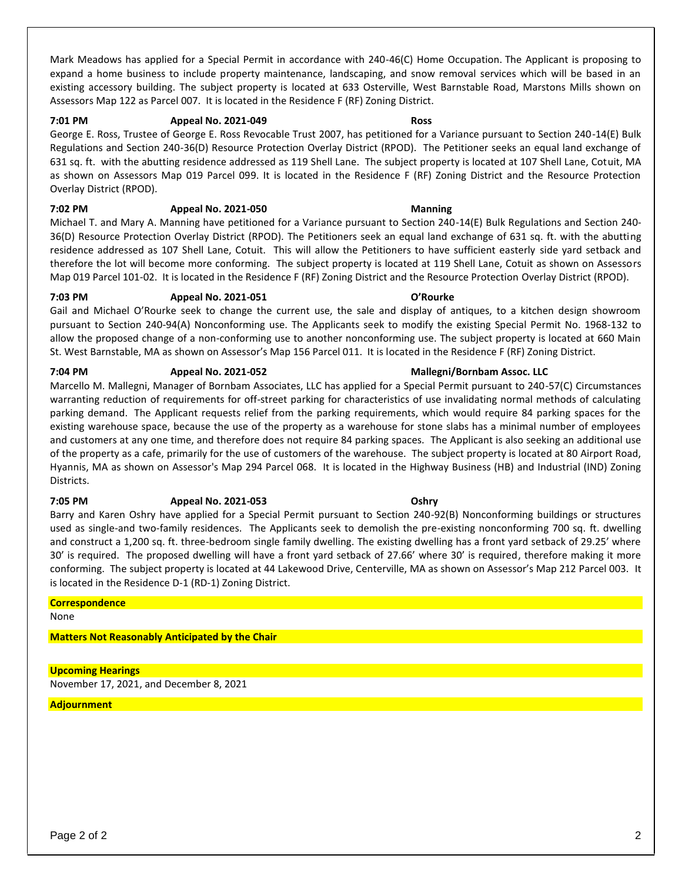Mark Meadows has applied for a Special Permit in accordance with 240-46(C) Home Occupation. The Applicant is proposing to expand a home business to include property maintenance, landscaping, and snow removal services which will be based in an existing accessory building. The subject property is located at 633 Osterville, West Barnstable Road, Marstons Mills shown on Assessors Map 122 as Parcel 007. It is located in the Residence F (RF) Zoning District.

**7:01 PM Appeal No. 2021-049 Ross**

George E. Ross, Trustee of George E. Ross Revocable Trust 2007, has petitioned for a Variance pursuant to Section 240-14(E) Bulk Regulations and Section 240-36(D) Resource Protection Overlay District (RPOD). The Petitioner seeks an equal land exchange of 631 sq. ft. with the abutting residence addressed as 119 Shell Lane. The subject property is located at 107 Shell Lane, Cotuit, MA as shown on Assessors Map 019 Parcel 099. It is located in the Residence F (RF) Zoning District and the Resource Protection Overlay District (RPOD).

**7:02 PM Appeal No. 2021-050 Manning**

Michael T. and Mary A. Manning have petitioned for a Variance pursuant to Section 240-14(E) Bulk Regulations and Section 240-36(D) Resource Protection Overlay District (RPOD). The Petitioners seek an equal land exchange of 631 sq. ft. with the abutting residence addressed as 107 Shell Lane, Cotuit. This will allow the Petitioners to have sufficient easterly side yard setback and therefore the lot will become more conforming. The subject property is located at 119 Shell Lane, Cotuit as shown on Assessors Map 019 Parcel 101-02. It is located in the Residence F (RF) Zoning District and the Resource Protection Overlay District (RPOD).

**7:03 PM Appeal No. 2021-051 O'Rourke**

Gail and Michael O'Rourke seek to change the current use, the sale and display of antiques, to a kitchen design showroom pursuant to Section 240-94(A) Nonconforming use. The Applicants seek to modify the existing Special Permit No. 1968-132 to allow the proposed change of a non-conforming use to another nonconforming use. The subject property is located at 660 Main St. West Barnstable, MA as shown on Assessor's Map 156 Parcel 011. It is located in the Residence F (RF) Zoning District.

**7:04 PM Appeal No. 2021-052 Mallegni/Bornbam Assoc. LLC**

Marcello M. Mallegni, Manager of Bornbam Associates, LLC has applied for a Special Permit pursuant to 240-57(C) Circumstances warranting reduction of requirements for off-street parking for characteristics of use invalidating normal methods of calculating parking demand. The Applicant requests relief from the parking requirements, which would require 84 parking spaces for the existing warehouse space, because the use of the property as a warehouse for stone slabs has a minimal number of employees and customers at any one time, and therefore does not require 84 parking spaces. The Applicant is also seeking an additional use of the property as a cafe, primarily for the use of customers of the warehouse. The subject property is located at 80 Airport Road, Hyannis, MA as shown on Assessor's Map 294 Parcel 068. It is located in the Highway Business (HB) and Industrial (IND) Zoning Districts.

**7:05 PM Appeal No. 2021-053 Oshry**

Barry and Karen Oshry have applied for a Special Permit pursuant to Section 240-92(B) Nonconforming buildings or structures used as single-and two-family residences. The Applicants seek to demolish the pre-existing nonconforming 700 sq. ft. dwelling and construct a 1,200 sq. ft. three-bedroom single family dwelling. The existing dwelling has a front yard setback of 29.25' where 30' is required. The proposed dwelling will have a front yard setback of 27.66' where 30' is required, therefore making it more conforming. The subject property is located at 44 Lakewood Drive, Centerville, MA as shown on Assessor's Map 212 Parcel 003. It is located in the Residence D-1 (RD-1) Zoning District.

**Correspondence**

None

**Matters Not Reasonably Anticipated by the Chair**

**Upcoming Hearings**

November 17, 2021, and December 8, 2021

**Adjournment**